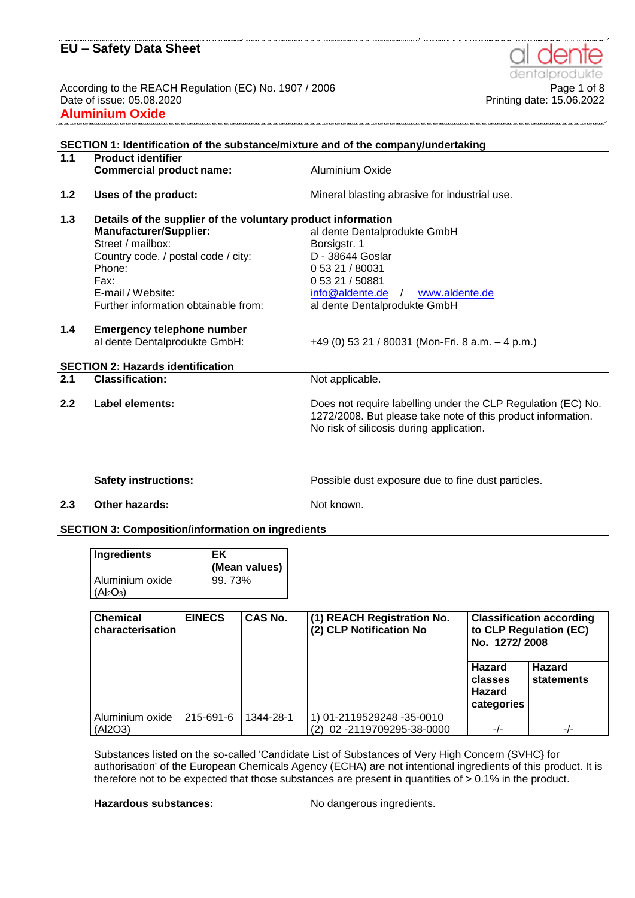# EU – Safety Data Sheet

According to the REACH Regulation (EC) No. 1907 / 2006
Date of issue: 05.08.2020
Printing date: 15.06.2022

**Aluminium Oxide**

## SECTION 1: Identification of the substance/mixture and of the company/undertaking

**1.1 Product identifier**
**Commercial product name:** Aluminium Oxide

**1.2 Uses of the product:** Mineral blasting abrasive for industrial use.

**1.3 Details of the supplier of the voluntary product information**

| | |
|---|---|
| **Manufacturer/Supplier:** | al dente Dentalprodukte GmbH |
| Street / mailbox: | Borsigstr. 1 |
| Country code. / postal code / city: | D - 38644 Goslar |
| Phone: | 0 53 21 / 80031 |
| Fax: | 0 53 21 / 50881 |
| E-mail / Website: | info@aldente.de / www.aldente.de |
| Further information obtainable from: | al dente Dentalprodukte GmbH |

**1.4 Emergency telephone number**
al dente Dentalprodukte GmbH: +49 (0) 53 21 / 80031 (Mon-Fri. 8 a.m. – 4 p.m.)

## SECTION 2: Hazards identification

**2.1 Classification:** Not applicable.

**2.2 Label elements:** Does not require labelling under the CLP Regulation (EC) No. 1272/2008. But please take note of this product information. No risk of silicosis during application.

**Safety instructions:** Possible dust exposure due to fine dust particles.

**2.3 Other hazards:** Not known.

## SECTION 3: Composition/information on ingredients

| Ingredients | EK (Mean values) |
|---|---|
| Aluminium oxide ($Al_2O_3$) | 99. 73% |

| Chemical characterisation | EINECS | CAS No. | (1) REACH Registration No. (2) CLP Notification No | Classification according to CLP Regulation (EC) No. 1272/ 2008 | |
|---|---|---|---|---|---|
| | | | | Hazard classes Hazard categories | Hazard statements |
| Aluminium oxide ($Al_2O_3$) | 215-691-6 | 1344-28-1 | 1) 01-2119529248 -35-0010 (2) 02 -2119709295-38-0000 | -/- | -/- |

Substances listed on the so-called 'Candidate List of Substances of Very High Concern (SVHC} for authorisation' of the European Chemicals Agency (ECHA) are not intentional ingredients of this product. It is therefore not to be expected that those substances are present in quantities of > 0.1% in the product.

**Hazardous substances:** No dangerous ingredients.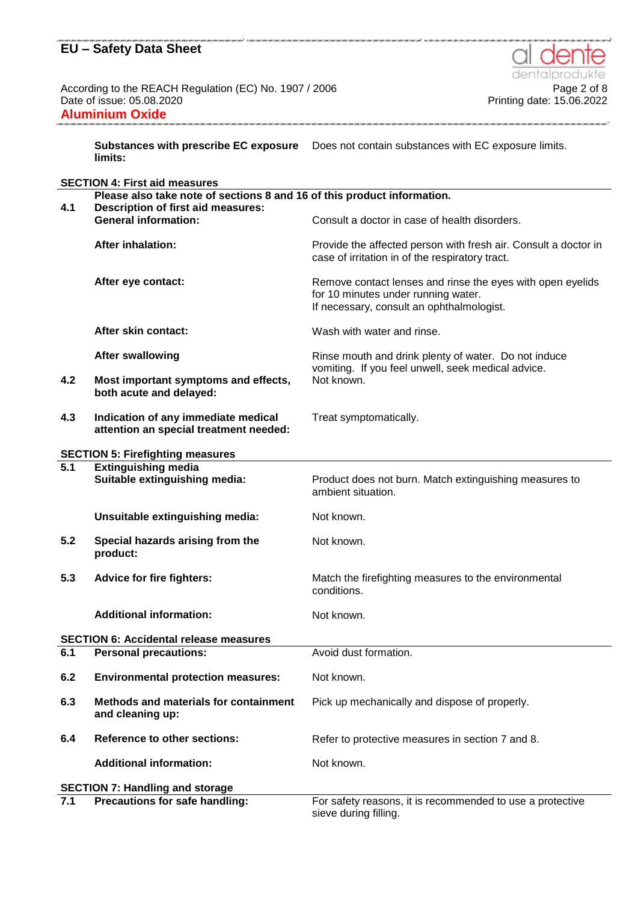| | | |
|---|---|---|
| | **Substances with prescribe EC exposure limits:** | Does not contain substances with EC exposure limits. |

## SECTION 4: First aid measures

**Please also take note of sections 8 and 16 of this product information.**

| | | |
|---|---|---|
| **4.1** | **Description of first aid measures:** | |
| | **General information:** | Consult a doctor in case of health disorders. |
| | **After inhalation:** | Provide the affected person with fresh air. Consult a doctor in case of irritation in of the respiratory tract. |
| | **After eye contact:** | Remove contact lenses and rinse the eyes with open eyelids for 10 minutes under running water.<br>If necessary, consult an ophthalmologist. |
| | **After skin contact:** | Wash with water and rinse. |
| | **After swallowing** | Rinse mouth and drink plenty of water. Do not induce vomiting. If you feel unwell, seek medical advice. |
| **4.2** | **Most important symptoms and effects, both acute and delayed:** | Not known. |
| **4.3** | **Indication of any immediate medical attention an special treatment needed:** | Treat symptomatically. |

## SECTION 5: Firefighting measures

| | | |
|---|---|---|
| **5.1** | **Extinguishing media** | |
| | **Suitable extinguishing media:** | Product does not burn. Match extinguishing measures to ambient situation. |
| | **Unsuitable extinguishing media:** | Not known. |
| **5.2** | **Special hazards arising from the product:** | Not known. |
| **5.3** | **Advice for fire fighters:** | Match the firefighting measures to the environmental conditions. |
| | **Additional information:** | Not known. |

## SECTION 6: Accidental release measures

| | | |
|---|---|---|
| **6.1** | **Personal precautions:** | Avoid dust formation. |
| **6.2** | **Environmental protection measures:** | Not known. |
| **6.3** | **Methods and materials for containment and cleaning up:** | Pick up mechanically and dispose of properly. |
| **6.4** | **Reference to other sections:** | Refer to protective measures in section 7 and 8. |
| | **Additional information:** | Not known. |

## SECTION 7: Handling and storage

| | | |
|---|---|---|
| **7.1** | **Precautions for safe handling:** | For safety reasons, it is recommended to use a protective sieve during filling. |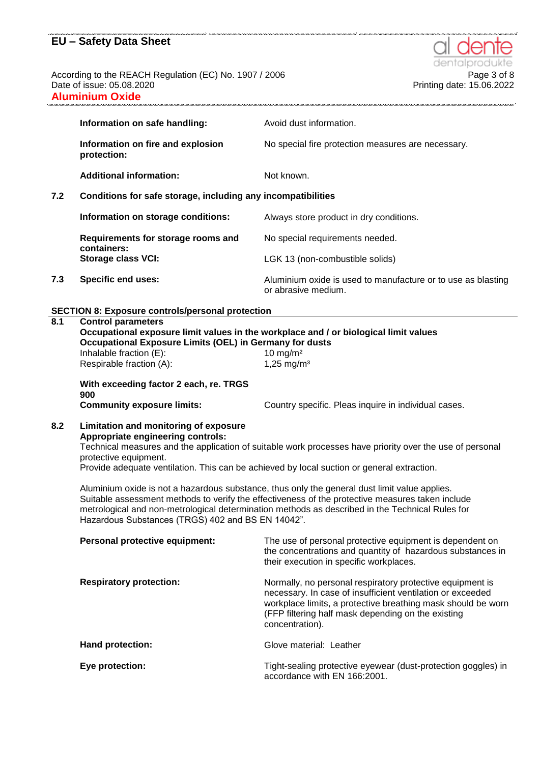| | |
|---|---|
| **Information on safe handling:** | Avoid dust information. |
| **Information on fire and explosion protection:** | No special fire protection measures are necessary. |
| **Additional information:** | Not known. |

**7.2 Conditions for safe storage, including any incompatibilities**

| | |
|---|---|
| **Information on storage conditions:** | Always store product in dry conditions. |
| **Requirements for storage rooms and containers:** | No special requirements needed. |
| **Storage class VCI:** | LGK 13 (non-combustible solids) |

**7.3 Specific end uses:** Aluminium oxide is used to manufacture or to use as blasting or abrasive medium.

## SECTION 8: Exposure controls/personal protection

**8.1 Control parameters**

**Occupational exposure limit values in the workplace and / or biological limit values**

**Occupational Exposure Limits (OEL) in Germany for dusts**

| | |
|---|---|
| Inhalable fraction (E): | 10 mg/m² |
| Respirable fraction (A): | 1,25 mg/m³ |

**With exceeding factor 2 each, re. TRGS 900**

**Community exposure limits:** Country specific. Pleas inquire in individual cases.

**8.2 Limitation and monitoring of exposure**

**Appropriate engineering controls:**

Technical measures and the application of suitable work processes have priority over the use of personal protective equipment.

Provide adequate ventilation. This can be achieved by local suction or general extraction.

Aluminium oxide is not a hazardous substance, thus only the general dust limit value applies. Suitable assessment methods to verify the effectiveness of the protective measures taken include metrological and non-metrological determination methods as described in the Technical Rules for Hazardous Substances (TRGS) 402 and BS EN 14042".

| | |
|---|---|
| **Personal protective equipment:** | The use of personal protective equipment is dependent on the concentrations and quantity of hazardous substances in their execution in specific workplaces. |
| **Respiratory protection:** | Normally, no personal respiratory protective equipment is necessary. In case of insufficient ventilation or exceeded workplace limits, a protective breathing mask should be worn (FFP filtering half mask depending on the existing concentration). |
| **Hand protection:** | Glove material: Leather |
| **Eye protection:** | Tight-sealing protective eyewear (dust-protection goggles) in accordance with EN 166:2001. |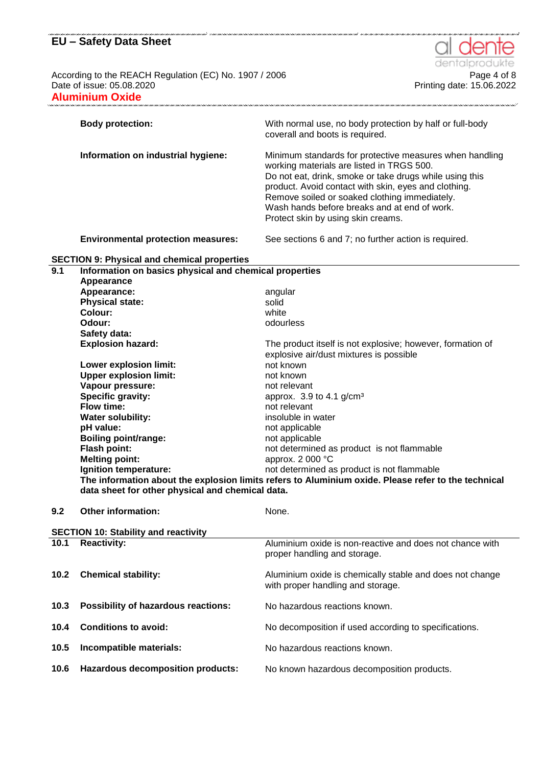**Body protection:** With normal use, no body protection by half or full-body coverall and boots is required.

**Information on industrial hygiene:** Minimum standards for protective measures when handling working materials are listed in TRGS 500.
Do not eat, drink, smoke or take drugs while using this product. Avoid contact with skin, eyes and clothing.
Remove soiled or soaked clothing immediately.
Wash hands before breaks and at end of work.
Protect skin by using skin creams.

**Environmental protection measures:** See sections 6 and 7; no further action is required.

## SECTION 9: Physical and chemical properties

**9.1 Information on basics physical and chemical properties**

**Appearance**

| | |
|---|---|
| **Appearance:** | angular |
| **Physical state:** | solid |
| **Colour:** | white |
| **Odour:** | odourless |
| **Safety data:** | |
| **Explosion hazard:** | The product itself is not explosive; however, formation of explosive air/dust mixtures is possible |
| **Lower explosion limit:** | not known |
| **Upper explosion limit:** | not known |
| **Vapour pressure:** | not relevant |
| **Specific gravity:** | approx. 3.9 to 4.1 g/cm³ |
| **Flow time:** | not relevant |
| **Water solubility:** | insoluble in water |
| **pH value:** | not applicable |
| **Boiling point/range:** | not applicable |
| **Flash point:** | not determined as product is not flammable |
| **Melting point:** | approx. 2 000 °C |
| **Ignition temperature:** | not determined as product is not flammable |

**The information about the explosion limits refers to Aluminium oxide. Please refer to the technical data sheet for other physical and chemical data.**

**9.2 Other information:** None.

## SECTION 10: Stability and reactivity

**10.1 Reactivity:** Aluminium oxide is non-reactive and does not chance with proper handling and storage.

**10.2 Chemical stability:** Aluminium oxide is chemically stable and does not change with proper handling and storage.

**10.3 Possibility of hazardous reactions:** No hazardous reactions known.

**10.4 Conditions to avoid:** No decomposition if used according to specifications.

**10.5 Incompatible materials:** No hazardous reactions known.

**10.6 Hazardous decomposition products:** No known hazardous decomposition products.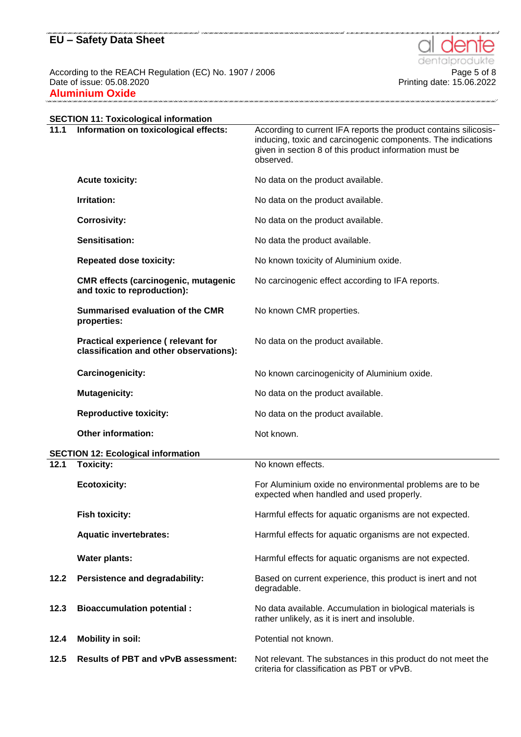## SECTION 11: Toxicological information

| | | |
|---|---|---|
| 11.1 | **Information on toxicological effects:** | According to current IFA reports the product contains silicosis-inducing, toxic and carcinogenic components. The indications given in section 8 of this product information must be observed. |
| | **Acute toxicity:** | No data on the product available. |
| | **Irritation:** | No data on the product available. |
| | **Corrosivity:** | No data on the product available. |
| | **Sensitisation:** | No data the product available. |
| | **Repeated dose toxicity:** | No known toxicity of Aluminium oxide. |
| | **CMR effects (carcinogenic, mutagenic and toxic to reproduction):** | No carcinogenic effect according to IFA reports. |
| | **Summarised evaluation of the CMR properties:** | No known CMR properties. |
| | **Practical experience ( relevant for classification and other observations):** | No data on the product available. |
| | **Carcinogenicity:** | No known carcinogenicity of Aluminium oxide. |
| | **Mutagenicity:** | No data on the product available. |
| | **Reproductive toxicity:** | No data on the product available. |
| | **Other information:** | Not known. |

## SECTION 12: Ecological information

| | | |
|---|---|---|
| 12.1 | **Toxicity:** | No known effects. |
| | **Ecotoxicity:** | For Aluminium oxide no environmental problems are to be expected when handled and used properly. |
| | **Fish toxicity:** | Harmful effects for aquatic organisms are not expected. |
| | **Aquatic invertebrates:** | Harmful effects for aquatic organisms are not expected. |
| | **Water plants:** | Harmful effects for aquatic organisms are not expected. |
| 12.2 | **Persistence and degradability:** | Based on current experience, this product is inert and not degradable. |
| 12.3 | **Bioaccumulation potential :** | No data available. Accumulation in biological materials is rather unlikely, as it is inert and insoluble. |
| 12.4 | **Mobility in soil:** | Potential not known. |
| 12.5 | **Results of PBT and vPvB assessment:** | Not relevant. The substances in this product do not meet the criteria for classification as PBT or vPvB. |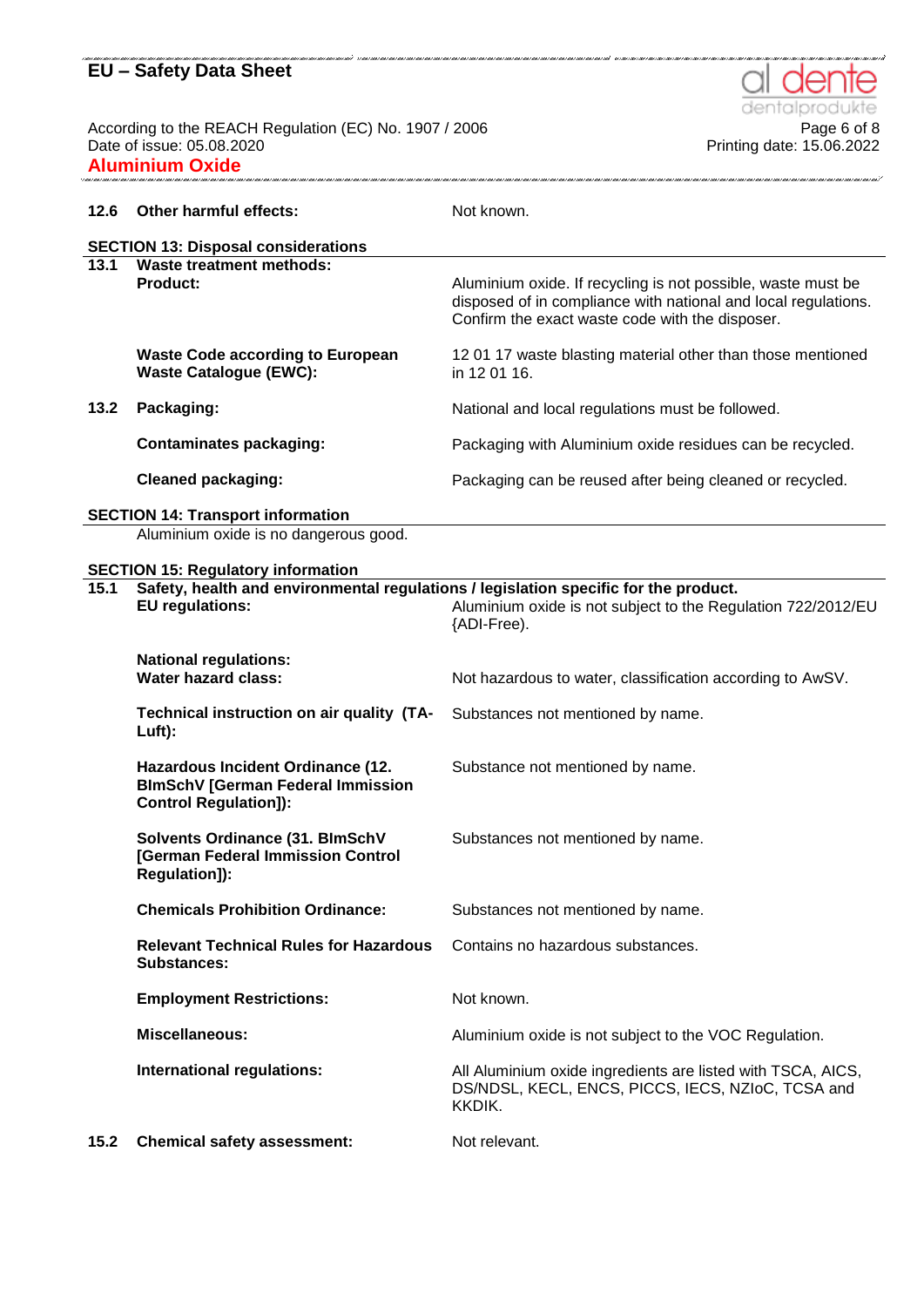**12.6 Other harmful effects:** Not known.

## SECTION 13: Disposal considerations

| | | |
|---|---|---|
| **13.1** | **Waste treatment methods:** | |
| | **Product:** | Aluminium oxide. If recycling is not possible, waste must be disposed of in compliance with national and local regulations. Confirm the exact waste code with the disposer. |
| | **Waste Code according to European Waste Catalogue (EWC):** | 12 01 17 waste blasting material other than those mentioned in 12 01 16. |
| **13.2** | **Packaging:** | National and local regulations must be followed. |
| | **Contaminates packaging:** | Packaging with Aluminium oxide residues can be recycled. |
| | **Cleaned packaging:** | Packaging can be reused after being cleaned or recycled. |

## SECTION 14: Transport information

Aluminium oxide is no dangerous good.

## SECTION 15: Regulatory information

**15.1 Safety, health and environmental regulations / legislation specific for the product.**

| | | |
|---|---|---|
| | **EU regulations:** | Aluminium oxide is not subject to the Regulation 722/2012/EU {ADI-Free). |
| | **National regulations:** | |
| | **Water hazard class:** | Not hazardous to water, classification according to AwSV. |
| | **Technical instruction on air quality (TA-Luft):** | Substances not mentioned by name. |
| | **Hazardous Incident Ordinance (12. BImSchV [German Federal Immission Control Regulation]):** | Substance not mentioned by name. |
| | **Solvents Ordinance (31. BImSchV [German Federal Immission Control Regulation]):** | Substances not mentioned by name. |
| | **Chemicals Prohibition Ordinance:** | Substances not mentioned by name. |
| | **Relevant Technical Rules for Hazardous Substances:** | Contains no hazardous substances. |
| | **Employment Restrictions:** | Not known. |
| | **Miscellaneous:** | Aluminium oxide is not subject to the VOC Regulation. |
| | **International regulations:** | All Aluminium oxide ingredients are listed with TSCA, AICS, DS/NDSL, KECL, ENCS, PICCS, IECS, NZIoC, TCSA and KKDIK. |
| **15.2** | **Chemical safety assessment:** | Not relevant. |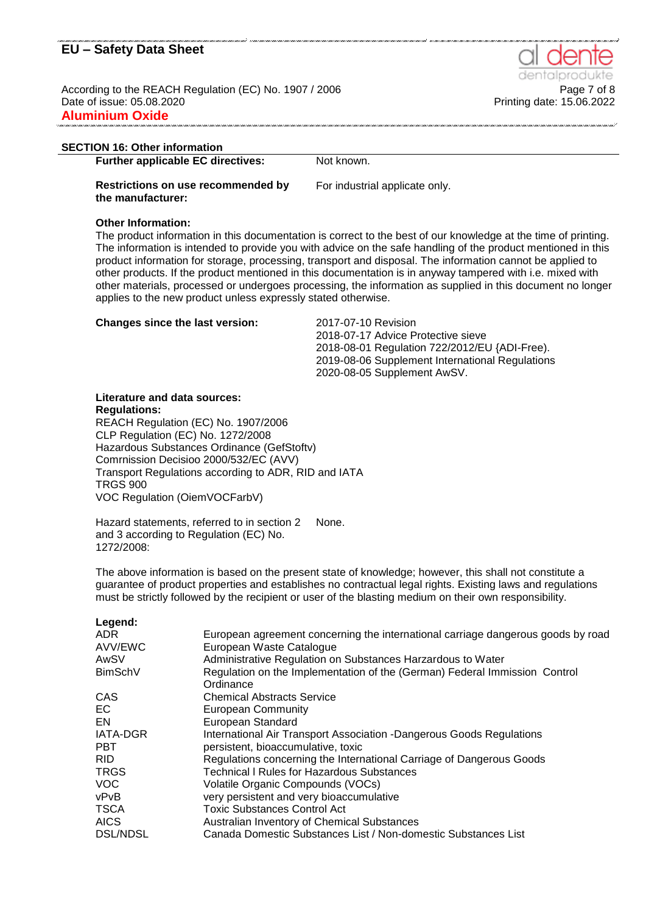## SECTION 16: Other information

| | |
|---|---|
| **Further applicable EC directives:** | Not known. |
| **Restrictions on use recommended by the manufacturer:** | For industrial applicate only. |

**Other Information:**

The product information in this documentation is correct to the best of our knowledge at the time of printing. The information is intended to provide you with advice on the safe handling of the product mentioned in this product information for storage, processing, transport and disposal. The information cannot be applied to other products. If the product mentioned in this documentation is in anyway tampered with i.e. mixed with other materials, processed or undergoes processing, the information as supplied in this document no longer applies to the new product unless expressly stated otherwise.

**Changes since the last version:**

2017-07-10 Revision
2018-07-17 Advice Protective sieve
2018-08-01 Regulation 722/2012/EU {ADI-Free).
2019-08-06 Supplement International Regulations
2020-08-05 Supplement AwSV.

**Literature and data sources:**
**Regulations:**
REACH Regulation (EC) No. 1907/2006
CLP Regulation (EC) No. 1272/2008
Hazardous Substances Ordinance (GefStoftv)
Comrnission Decisioo 2000/532/EC (AVV)
Transport Regulations according to ADR, RID and IATA
TRGS 900
VOC Regulation (OiemVOCFarbV)

Hazard statements, referred to in section 2 and 3 according to Regulation (EC) No. 1272/2008: None.

The above information is based on the present state of knowledge; however, this shall not constitute a guarantee of product properties and establishes no contractual legal rights. Existing laws and regulations must be strictly followed by the recipient or user of the blasting medium on their own responsibility.

**Legend:**

| | |
|---|---|
| ADR | European agreement concerning the international carriage dangerous goods by road |
| AVV/EWC | European Waste Catalogue |
| AwSV | Administrative Regulation on Substances Harzardous to Water |
| BimSchV | Regulation on the Implementation of the (German) Federal Immission Control Ordinance |
| CAS | Chemical Abstracts Service |
| EC | European Community |
| EN | European Standard |
| IATA-DGR | International Air Transport Association -Dangerous Goods Regulations |
| PBT | persistent, bioaccumulative, toxic |
| RID | Regulations concerning the International Carriage of Dangerous Goods |
| TRGS | Technical I Rules for Hazardous Substances |
| VOC | Volatile Organic Compounds (VOCs) |
| vPvB | very persistent and very bioaccumulative |
| TSCA | Toxic Substances Control Act |
| AICS | Australian Inventory of Chemical Substances |
| DSL/NDSL | Canada Domestic Substances List / Non-domestic Substances List |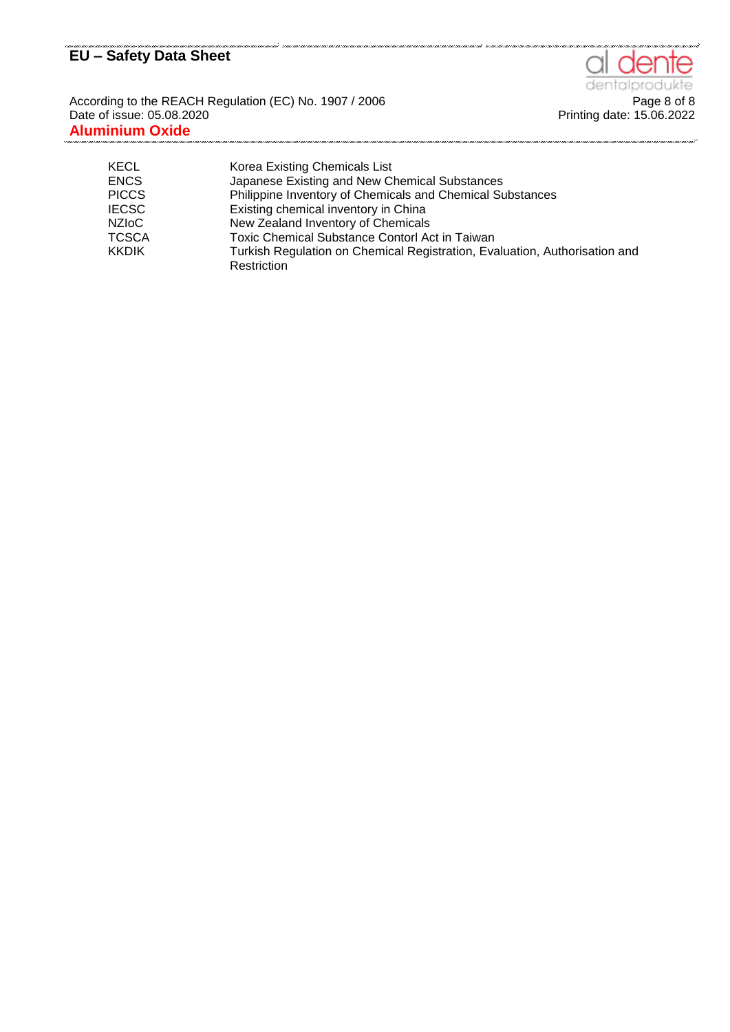| | |
|---|---|
| KECL | Korea Existing Chemicals List |
| ENCS | Japanese Existing and New Chemical Substances |
| PICCS | Philippine Inventory of Chemicals and Chemical Substances |
| IECSC | Existing chemical inventory in China |
| NZIoC | New Zealand Inventory of Chemicals |
| TCSCA | Toxic Chemical Substance Contorl Act in Taiwan |
| KKDIK | Turkish Regulation on Chemical Registration, Evaluation, Authorisation and Restriction |